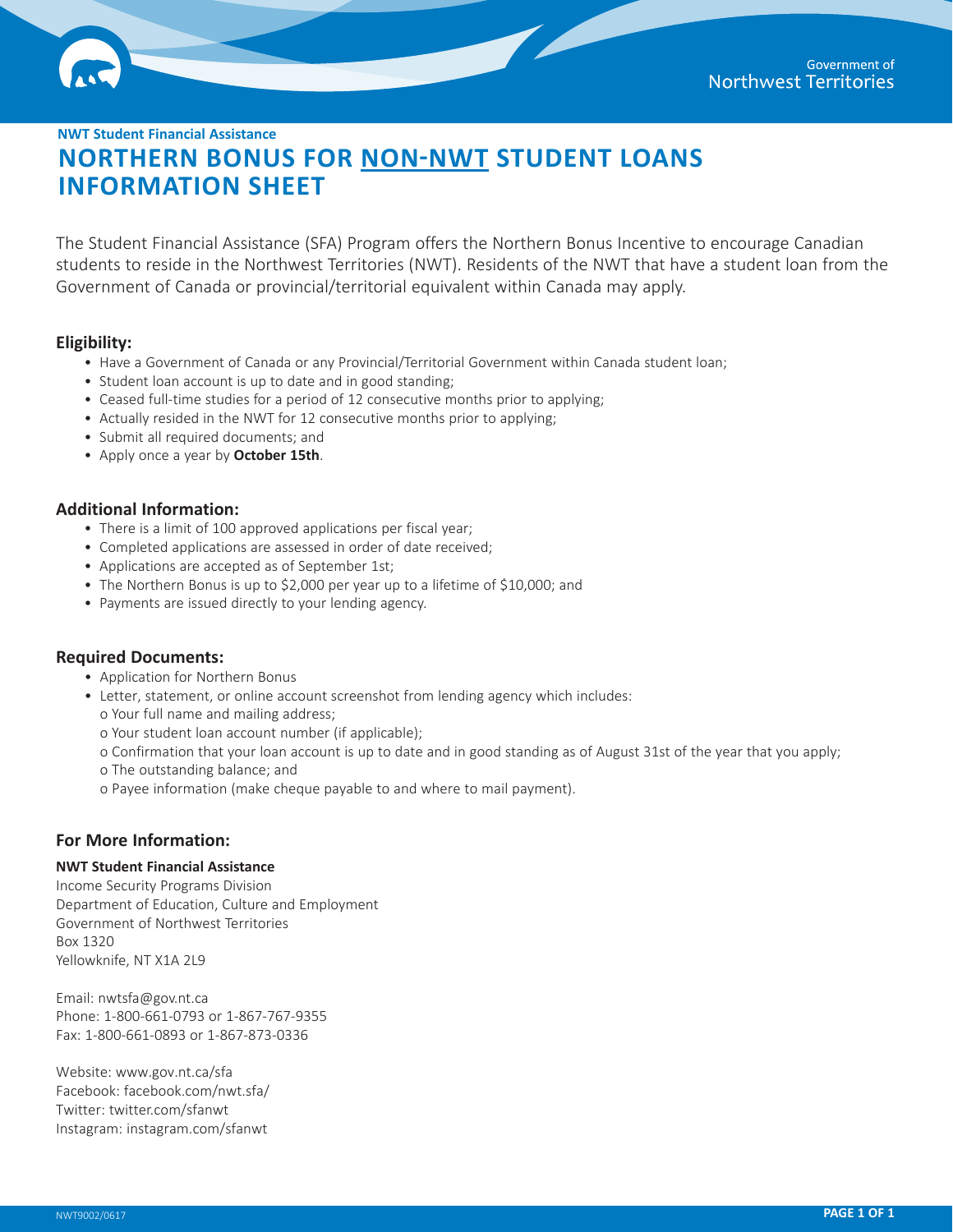Government of Northwest Territories

**NWT Student Financial Assistance**

# NORTHERN BONUS FOR NON-NWT STUDENT LOANS INFORMATION SHEET

The Student Financial Assistance (SFA) Program offers the Northern Bonus Incentive to encourage Canadian students to reside in the Northwest Territories (NWT). Residents of the NWT that have a student loan from the Government of Canada or provincial/territorial equivalent within Canada may apply.

## Eligibility:

- Have a Government of Canada or any Provincial/Territorial Government within Canada student loan;
- Student loan account is up to date and in good standing;
- Ceased full-time studies for a period of 12 consecutive months prior to applying;
- Actually resided in the NWT for 12 consecutive months prior to applying;
- Submit all required documents; and
- Apply once a year by **October 15th**.

## Additional Information:

- There is a limit of 100 approved applications per fiscal year;
- Completed applications are assessed in order of date received;
- Applications are accepted as of September 1st;
- The Northern Bonus is up to $2,000 per year up to a lifetime of $10,000; and
- Payments are issued directly to your lending agency.

## Required Documents:

- Application for Northern Bonus
- Letter, statement, or online account screenshot from lending agency which includes:
  - Your full name and mailing address;
  - Your student loan account number (if applicable);
  - Confirmation that your loan account is up to date and in good standing as of August 31st of the year that you apply;
  - The outstanding balance; and
  - Payee information (make cheque payable to and where to mail payment).

## For More Information:

**NWT Student Financial Assistance**
Income Security Programs Division
Department of Education, Culture and Employment
Government of Northwest Territories
Box 1320
Yellowknife, NT X1A 2L9

Email: nwtsfa@gov.nt.ca
Phone: 1-800-661-0793 or 1-867-767-9355
Fax: 1-800-661-0893 or 1-867-873-0336

Website: www.gov.nt.ca/sfa
Facebook: facebook.com/nwt.sfa/
Twitter: twitter.com/sfanwt
Instagram: instagram.com/sfanwt

NWT9002/0617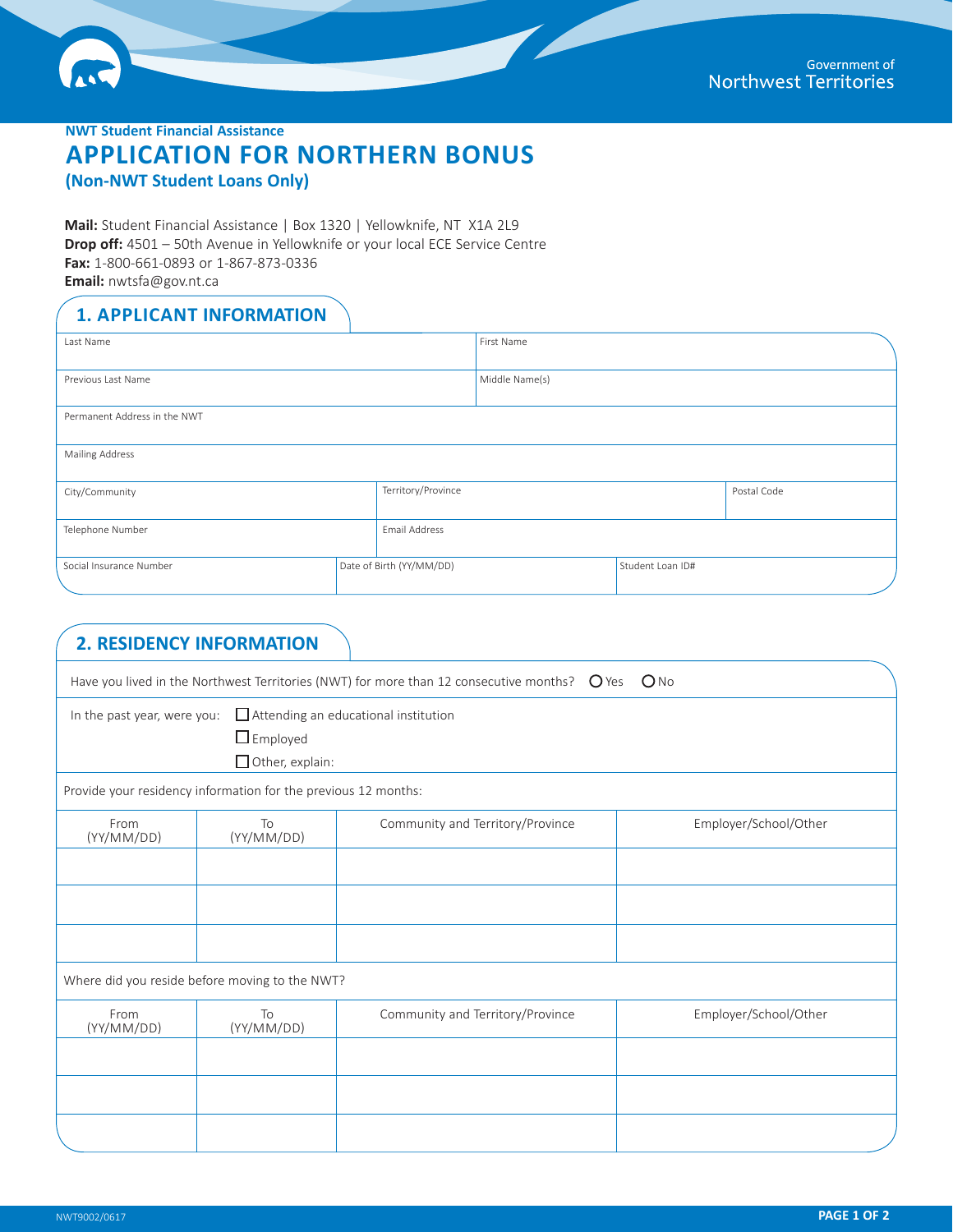Government of Northwest Territories

**NWT Student Financial Assistance**

# APPLICATION FOR NORTHERN BONUS

**(Non-NWT Student Loans Only)**

**Mail:** Student Financial Assistance | Box 1320 | Yellowknife, NT X1A 2L9
**Drop off:** 4501 – 50th Avenue in Yellowknife or your local ECE Service Centre
**Fax:** 1-800-661-0893 or 1-867-873-0336
**Email:** nwtsfa@gov.nt.ca

## 1. APPLICANT INFORMATION

| Last Name | | First Name |
|---|---|---|
| Previous Last Name | | Middle Name(s) |
| Permanent Address in the NWT | | |
| Mailing Address | | |
| City/Community | Territory/Province | Postal Code |
| Telephone Number | Email Address | |
| Social Insurance Number | Date of Birth (YY/MM/DD) | Student Loan ID# |

## 2. RESIDENCY INFORMATION

Have you lived in the Northwest Territories (NWT) for more than 12 consecutive months? ○ Yes ○ No

In the past year, were you:
- ☐ Attending an educational institution
- ☐ Employed
- ☐ Other, explain:

Provide your residency information for the previous 12 months:

| From (YY/MM/DD) | To (YY/MM/DD) | Community and Territory/Province | Employer/School/Other |
|---|---|---|---|
| | | | |
| | | | |
| | | | |

Where did you reside before moving to the NWT?

| From (YY/MM/DD) | To (YY/MM/DD) | Community and Territory/Province | Employer/School/Other |
|---|---|---|---|
| | | | |
| | | | |
| | | | |

NWT9002/0617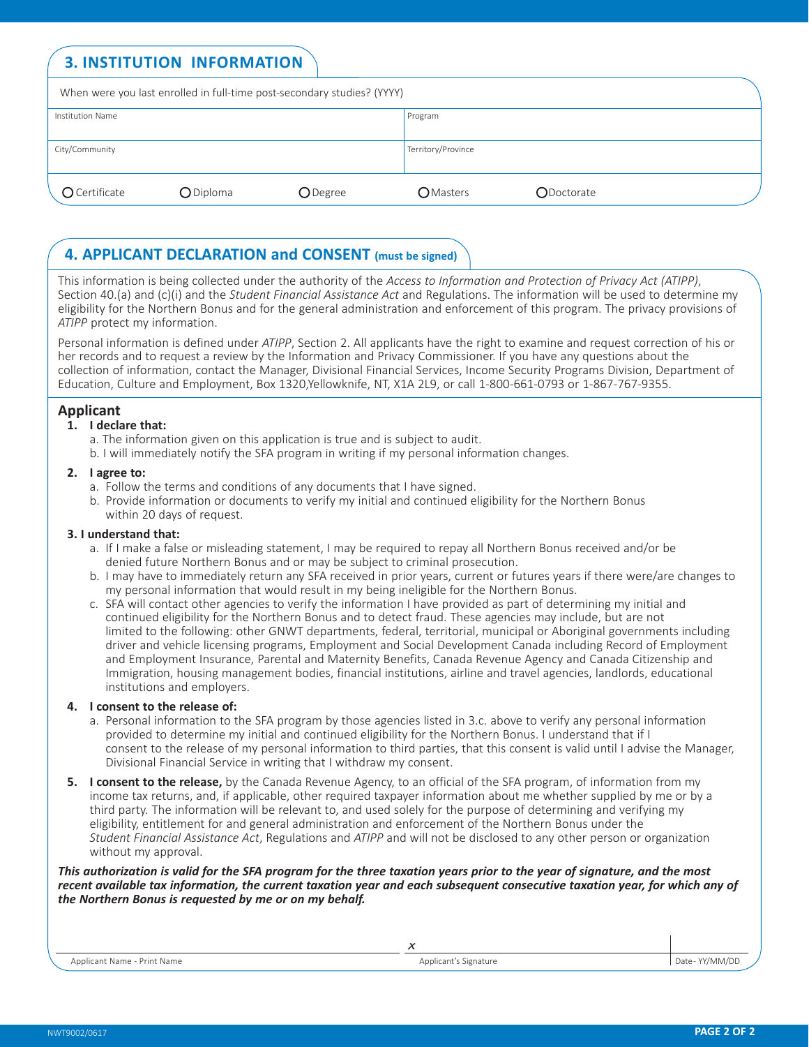## 3. INSTITUTION INFORMATION

When were you last enrolled in full-time post-secondary studies? (YYYY)

| | |
|---|---|
| Institution Name | Program |
| City/Community | Territory/Province |

○ Certificate ○ Diploma ○ Degree ○ Masters ○ Doctorate

## 4. APPLICANT DECLARATION and CONSENT (must be signed)

This information is being collected under the authority of the *Access to Information and Protection of Privacy Act (ATIPP)*, Section 40.(a) and (c)(i) and the *Student Financial Assistance Act* and Regulations. The information will be used to determine my eligibility for the Northern Bonus and for the general administration and enforcement of this program. The privacy provisions of *ATIPP* protect my information.

Personal information is defined under *ATIPP*, Section 2. All applicants have the right to examine and request correction of his or her records and to request a review by the Information and Privacy Commissioner. If you have any questions about the collection of information, contact the Manager, Divisional Financial Services, Income Security Programs Division, Department of Education, Culture and Employment, Box 1320,Yellowknife, NT, X1A 2L9, or call 1-800-661-0793 or 1-867-767-9355.

### Applicant

**1. I declare that:**

a. The information given on this application is true and is subject to audit.

b. I will immediately notify the SFA program in writing if my personal information changes.

**2. I agree to:**

a. Follow the terms and conditions of any documents that I have signed.

b. Provide information or documents to verify my initial and continued eligibility for the Northern Bonus within 20 days of request.

**3. I understand that:**

a. If I make a false or misleading statement, I may be required to repay all Northern Bonus received and/or be denied future Northern Bonus and or may be subject to criminal prosecution.

b. I may have to immediately return any SFA received in prior years, current or futures years if there were/are changes to my personal information that would result in my being ineligible for the Northern Bonus.

c. SFA will contact other agencies to verify the information I have provided as part of determining my initial and continued eligibility for the Northern Bonus and to detect fraud. These agencies may include, but are not limited to the following: other GNWT departments, federal, territorial, municipal or Aboriginal governments including driver and vehicle licensing programs, Employment and Social Development Canada including Record of Employment and Employment Insurance, Parental and Maternity Benefits, Canada Revenue Agency and Canada Citizenship and Immigration, housing management bodies, financial institutions, airline and travel agencies, landlords, educational institutions and employers.

**4. I consent to the release of:**

a. Personal information to the SFA program by those agencies listed in 3.c. above to verify any personal information provided to determine my initial and continued eligibility for the Northern Bonus. I understand that if I consent to the release of my personal information to third parties, that this consent is valid until I advise the Manager, Divisional Financial Service in writing that I withdraw my consent.

**5. I consent to the release,** by the Canada Revenue Agency, to an official of the SFA program, of information from my income tax returns, and, if applicable, other required taxpayer information about me whether supplied by me or by a third party. The information will be relevant to, and used solely for the purpose of determining and verifying my eligibility, entitlement for and general administration and enforcement of the Northern Bonus under the *Student Financial Assistance Act*, Regulations and *ATIPP* and will not be disclosed to any other person or organization without my approval.

***This authorization is valid for the SFA program for the three taxation years prior to the year of signature, and the most recent available tax information, the current taxation year and each subsequent consecutive taxation year, for which any of the Northern Bonus is requested by me or on my behalf.***

| | x | |
|---|---|---|
| Applicant Name - Print Name | Applicant's Signature | Date - YY/MM/DD |

NWT9002/0617